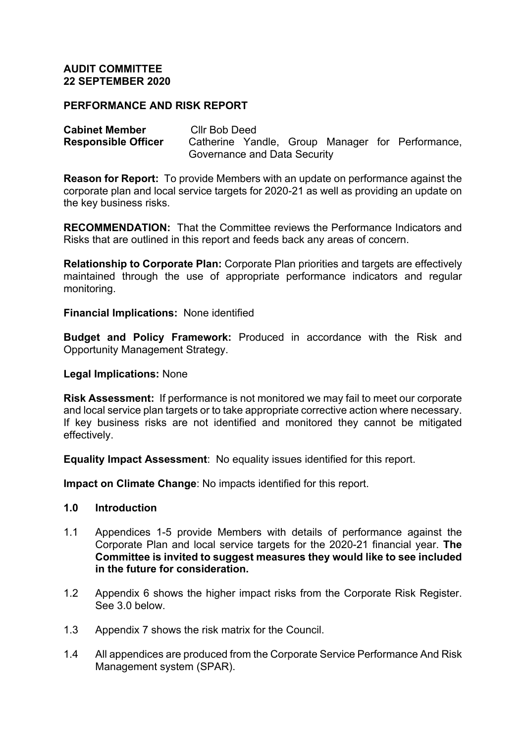**AUDIT COMMITTEE**
**22 SEPTEMBER 2020**

**PERFORMANCE AND RISK REPORT**

| | |
|---|---|
| **Cabinet Member** | Cllr Bob Deed |
| **Responsible Officer** | Catherine Yandle, Group Manager for Performance, Governance and Data Security |

**Reason for Report:** To provide Members with an update on performance against the corporate plan and local service targets for 2020-21 as well as providing an update on the key business risks.

**RECOMMENDATION:** That the Committee reviews the Performance Indicators and Risks that are outlined in this report and feeds back any areas of concern.

**Relationship to Corporate Plan:** Corporate Plan priorities and targets are effectively maintained through the use of appropriate performance indicators and regular monitoring.

**Financial Implications:** None identified

**Budget and Policy Framework:** Produced in accordance with the Risk and Opportunity Management Strategy.

**Legal Implications:** None

**Risk Assessment:** If performance is not monitored we may fail to meet our corporate and local service plan targets or to take appropriate corrective action where necessary. If key business risks are not identified and monitored they cannot be mitigated effectively.

**Equality Impact Assessment**: No equality issues identified for this report.

**Impact on Climate Change**: No impacts identified for this report.

## 1.0 Introduction

1.1 Appendices 1-5 provide Members with details of performance against the Corporate Plan and local service targets for the 2020-21 financial year. **The Committee is invited to suggest measures they would like to see included in the future for consideration.**

1.2 Appendix 6 shows the higher impact risks from the Corporate Risk Register. See 3.0 below.

1.3 Appendix 7 shows the risk matrix for the Council.

1.4 All appendices are produced from the Corporate Service Performance And Risk Management system (SPAR).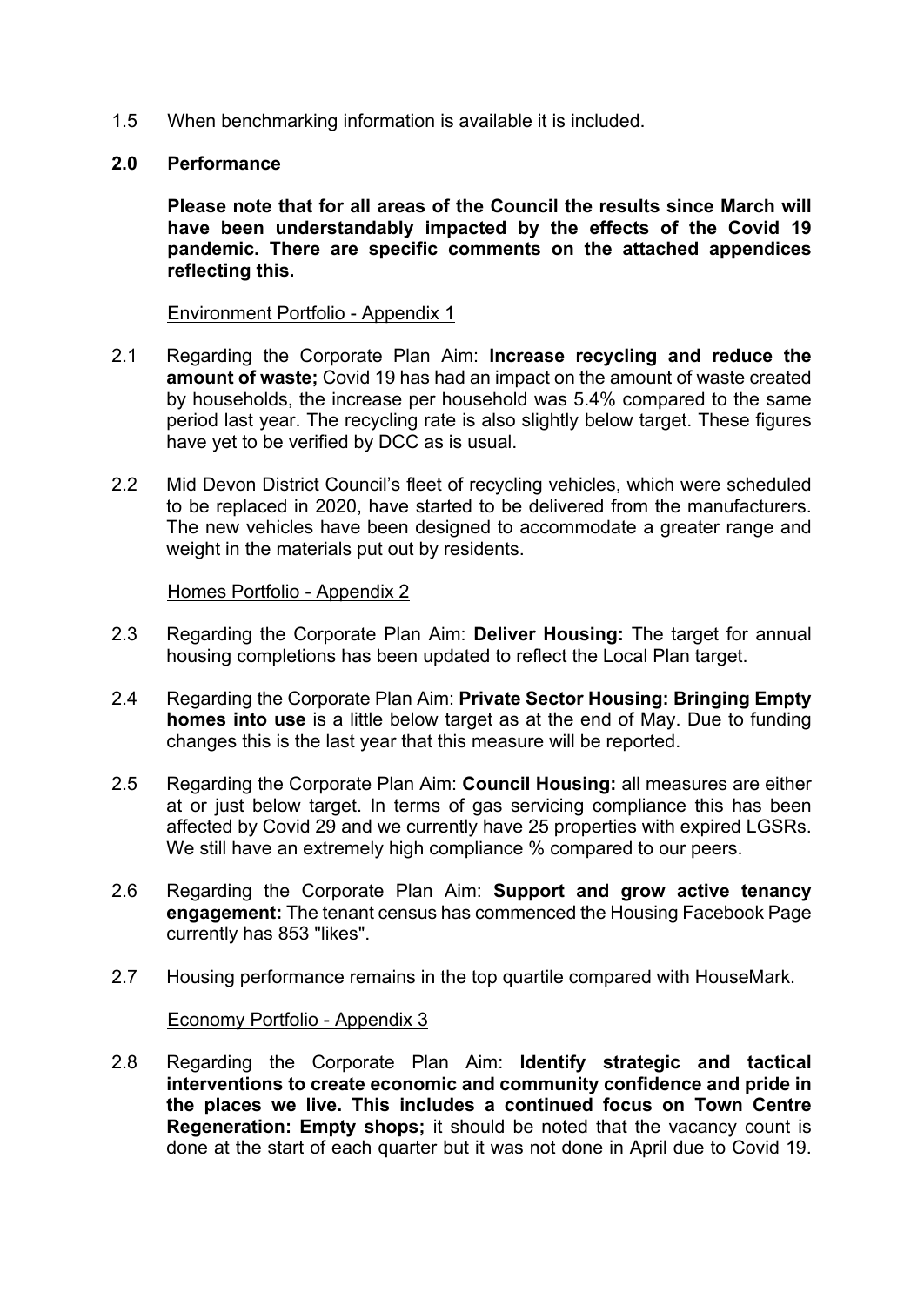1.5 When benchmarking information is available it is included.

## 2.0 Performance

**Please note that for all areas of the Council the results since March will have been understandably impacted by the effects of the Covid 19 pandemic. There are specific comments on the attached appendices reflecting this.**

Environment Portfolio - Appendix 1

2.1 Regarding the Corporate Plan Aim: **Increase recycling and reduce the amount of waste;** Covid 19 has had an impact on the amount of waste created by households, the increase per household was 5.4% compared to the same period last year. The recycling rate is also slightly below target. These figures have yet to be verified by DCC as is usual.

2.2 Mid Devon District Council's fleet of recycling vehicles, which were scheduled to be replaced in 2020, have started to be delivered from the manufacturers. The new vehicles have been designed to accommodate a greater range and weight in the materials put out by residents.

Homes Portfolio - Appendix 2

2.3 Regarding the Corporate Plan Aim: **Deliver Housing:** The target for annual housing completions has been updated to reflect the Local Plan target.

2.4 Regarding the Corporate Plan Aim: **Private Sector Housing: Bringing Empty homes into use** is a little below target as at the end of May. Due to funding changes this is the last year that this measure will be reported.

2.5 Regarding the Corporate Plan Aim: **Council Housing:** all measures are either at or just below target. In terms of gas servicing compliance this has been affected by Covid 29 and we currently have 25 properties with expired LGSRs. We still have an extremely high compliance % compared to our peers.

2.6 Regarding the Corporate Plan Aim: **Support and grow active tenancy engagement:** The tenant census has commenced the Housing Facebook Page currently has 853 "likes".

2.7 Housing performance remains in the top quartile compared with HouseMark.

Economy Portfolio - Appendix 3

2.8 Regarding the Corporate Plan Aim: **Identify strategic and tactical interventions to create economic and community confidence and pride in the places we live. This includes a continued focus on Town Centre Regeneration: Empty shops;** it should be noted that the vacancy count is done at the start of each quarter but it was not done in April due to Covid 19.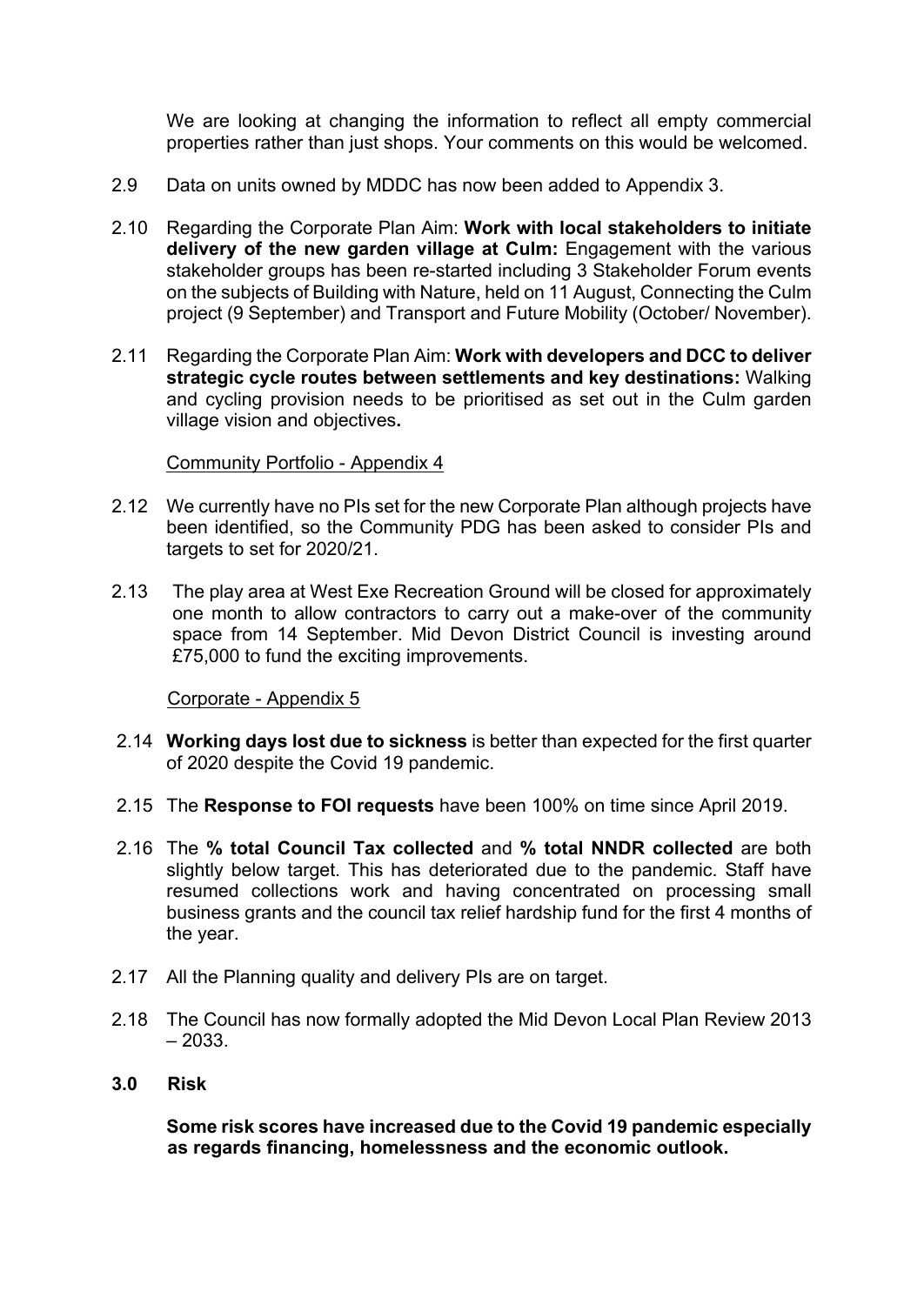We are looking at changing the information to reflect all empty commercial properties rather than just shops. Your comments on this would be welcomed.

2.9 Data on units owned by MDDC has now been added to Appendix 3.

2.10 Regarding the Corporate Plan Aim: **Work with local stakeholders to initiate delivery of the new garden village at Culm:** Engagement with the various stakeholder groups has been re-started including 3 Stakeholder Forum events on the subjects of Building with Nature, held on 11 August, Connecting the Culm project (9 September) and Transport and Future Mobility (October/ November).

2.11 Regarding the Corporate Plan Aim: **Work with developers and DCC to deliver strategic cycle routes between settlements and key destinations:** Walking and cycling provision needs to be prioritised as set out in the Culm garden village vision and objectives**.**

Community Portfolio - Appendix 4

2.12 We currently have no PIs set for the new Corporate Plan although projects have been identified, so the Community PDG has been asked to consider PIs and targets to set for 2020/21.

2.13 The play area at West Exe Recreation Ground will be closed for approximately one month to allow contractors to carry out a make-over of the community space from 14 September. Mid Devon District Council is investing around £75,000 to fund the exciting improvements.

Corporate - Appendix 5

2.14 **Working days lost due to sickness** is better than expected for the first quarter of 2020 despite the Covid 19 pandemic.

2.15 The **Response to FOI requests** have been 100% on time since April 2019.

2.16 The **% total Council Tax collected** and **% total NNDR collected** are both slightly below target. This has deteriorated due to the pandemic. Staff have resumed collections work and having concentrated on processing small business grants and the council tax relief hardship fund for the first 4 months of the year.

2.17 All the Planning quality and delivery PIs are on target.

2.18 The Council has now formally adopted the Mid Devon Local Plan Review 2013 – 2033.

**3.0 Risk**

**Some risk scores have increased due to the Covid 19 pandemic especially as regards financing, homelessness and the economic outlook.**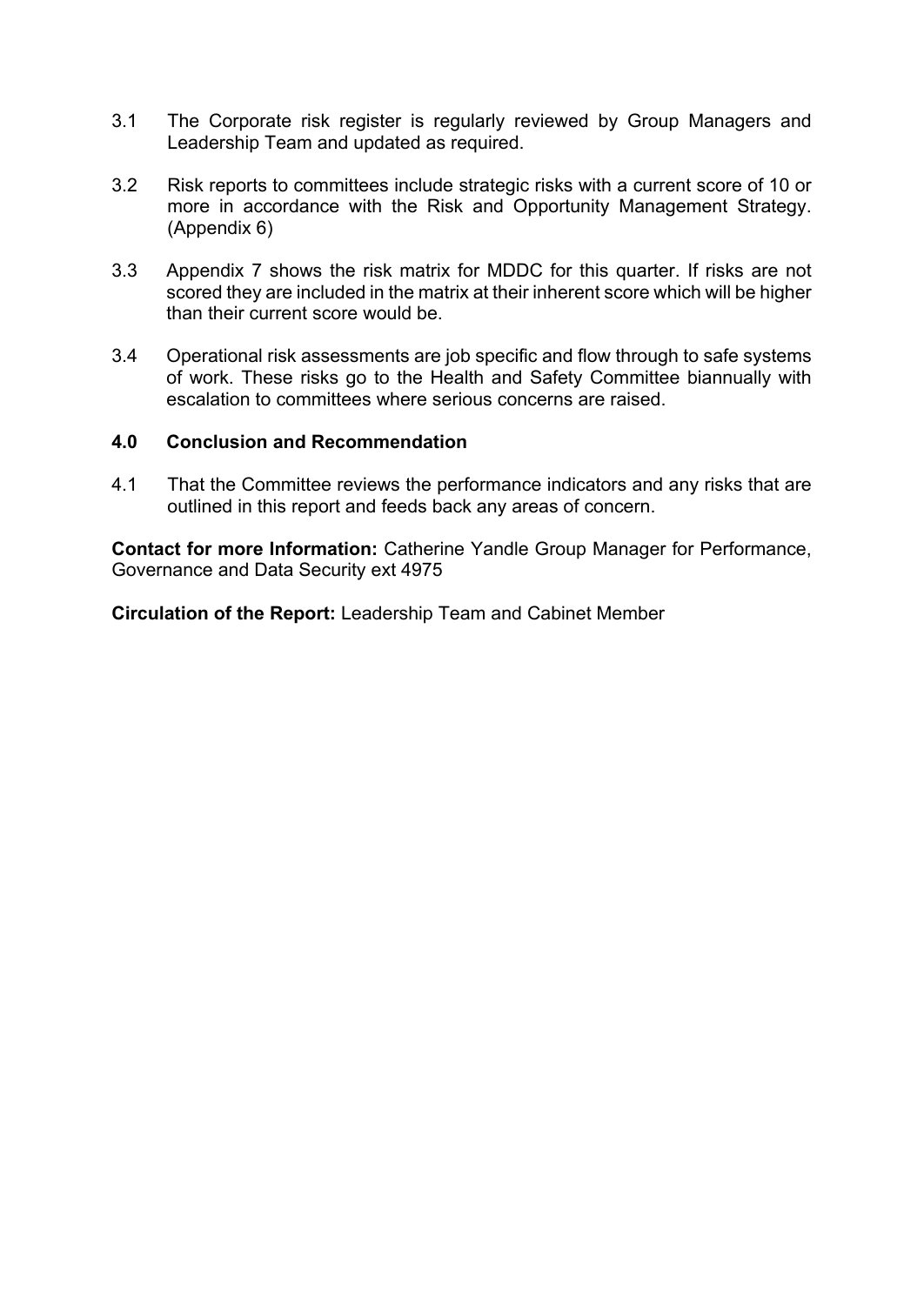3.1 The Corporate risk register is regularly reviewed by Group Managers and Leadership Team and updated as required.

3.2 Risk reports to committees include strategic risks with a current score of 10 or more in accordance with the Risk and Opportunity Management Strategy. (Appendix 6)

3.3 Appendix 7 shows the risk matrix for MDDC for this quarter. If risks are not scored they are included in the matrix at their inherent score which will be higher than their current score would be.

3.4 Operational risk assessments are job specific and flow through to safe systems of work. These risks go to the Health and Safety Committee biannually with escalation to committees where serious concerns are raised.

## 4.0 Conclusion and Recommendation

4.1 That the Committee reviews the performance indicators and any risks that are outlined in this report and feeds back any areas of concern.

**Contact for more Information:** Catherine Yandle Group Manager for Performance, Governance and Data Security ext 4975

**Circulation of the Report:** Leadership Team and Cabinet Member